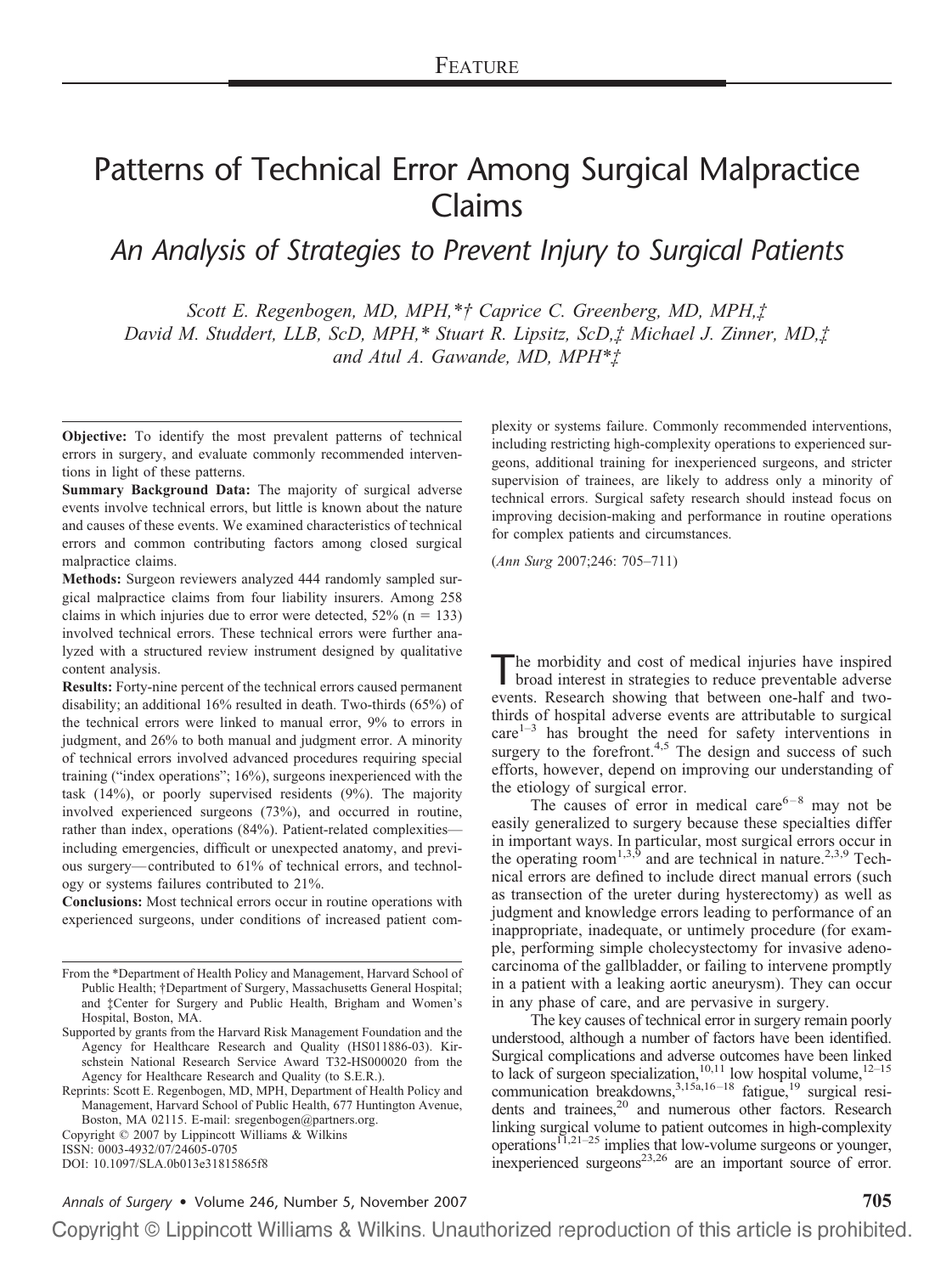FEATURE

# Patterns of Technical Error Among Surgical Malpractice Claims

## *An Analysis of Strategies to Prevent Injury to Surgical Patients*

*Scott E. Regenbogen, MD, MPH,\*† Caprice C. Greenberg, MD, MPH,‡ David M. Studdert, LLB, ScD, MPH,\* Stuart R. Lipsitz, ScD,‡ Michael J. Zinner, MD,‡ and Atul A. Gawande, MD, MPH\*‡*

**Objective:** To identify the most prevalent patterns of technical errors in surgery, and evaluate commonly recommended interventions in light of these patterns.

**Summary Background Data:** The majority of surgical adverse events involve technical errors, but little is known about the nature and causes of these events. We examined characteristics of technical errors and common contributing factors among closed surgical malpractice claims.

**Methods:** Surgeon reviewers analyzed 444 randomly sampled surgical malpractice claims from four liability insurers. Among 258 claims in which injuries due to error were detected, 52% (n = 133) involved technical errors. These technical errors were further analyzed with a structured review instrument designed by qualitative content analysis.

**Results:** Forty-nine percent of the technical errors caused permanent disability; an additional 16% resulted in death. Two-thirds (65%) of the technical errors were linked to manual error, 9% to errors in judgment, and 26% to both manual and judgment error. A minority of technical errors involved advanced procedures requiring special training ("index operations"; 16%), surgeons inexperienced with the task (14%), or poorly supervised residents (9%). The majority involved experienced surgeons (73%), and occurred in routine, rather than index, operations (84%). Patient-related complexities—including emergencies, difficult or unexpected anatomy, and previous surgery—contributed to 61% of technical errors, and technology or systems failures contributed to 21%.

**Conclusions:** Most technical errors occur in routine operations with experienced surgeons, under conditions of increased patient complexity or systems failure. Commonly recommended interventions, including restricting high-complexity operations to experienced surgeons, additional training for inexperienced surgeons, and stricter supervision of trainees, are likely to address only a minority of technical errors. Surgical safety research should instead focus on improving decision-making and performance in routine operations for complex patients and circumstances.

(*Ann Surg* 2007;246: 705–711)

From the \*Department of Health Policy and Management, Harvard School of Public Health; †Department of Surgery, Massachusetts General Hospital; and ‡Center for Surgery and Public Health, Brigham and Women's Hospital, Boston, MA.

Supported by grants from the Harvard Risk Management Foundation and the Agency for Healthcare Research and Quality (HS011886-03). Kirschstein National Research Service Award T32-HS000020 from the Agency for Healthcare Research and Quality (to S.E.R.).

Reprints: Scott E. Regenbogen, MD, MPH, Department of Health Policy and Management, Harvard School of Public Health, 677 Huntington Avenue, Boston, MA 02115. E-mail: sregenbogen@partners.org.

Copyright © 2007 by Lippincott Williams & Wilkins

ISSN: 0003-4932/07/24605-0705

DOI: 10.1097/SLA.0b013e31815865f8

The morbidity and cost of medical injuries have inspired broad interest in strategies to reduce preventable adverse events. Research showing that between one-half and two-thirds of hospital adverse events are attributable to surgical care[1–3] has brought the need for safety interventions in surgery to the forefront.[4,5] The design and success of such efforts, however, depend on improving our understanding of the etiology of surgical error.

The causes of error in medical care[6–8] may not be easily generalized to surgery because these specialties differ in important ways. In particular, most surgical errors occur in the operating room[1,3,9] and are technical in nature.[2,3,9] Technical errors are defined to include direct manual errors (such as transection of the ureter during hysterectomy) as well as judgment and knowledge errors leading to performance of an inappropriate, inadequate, or untimely procedure (for example, performing simple cholecystectomy for invasive adenocarcinoma of the gallbladder, or failing to intervene promptly in a patient with a leaking aortic aneurysm). They can occur in any phase of care, and are pervasive in surgery.

The key causes of technical error in surgery remain poorly understood, although a number of factors have been identified. Surgical complications and adverse outcomes have been linked to lack of surgeon specialization,[10,11] low hospital volume,[12–15] communication breakdowns,[3,15a,16–18] fatigue,[19] surgical residents and trainees,[20] and numerous other factors. Research linking surgical volume to patient outcomes in high-complexity operations[11,21–25] implies that low-volume surgeons or younger, inexperienced surgeons[23,26] are an important source of error.

Copyright © Lippincott Williams & Wilkins. Unauthorized reproduction of this article is prohibited.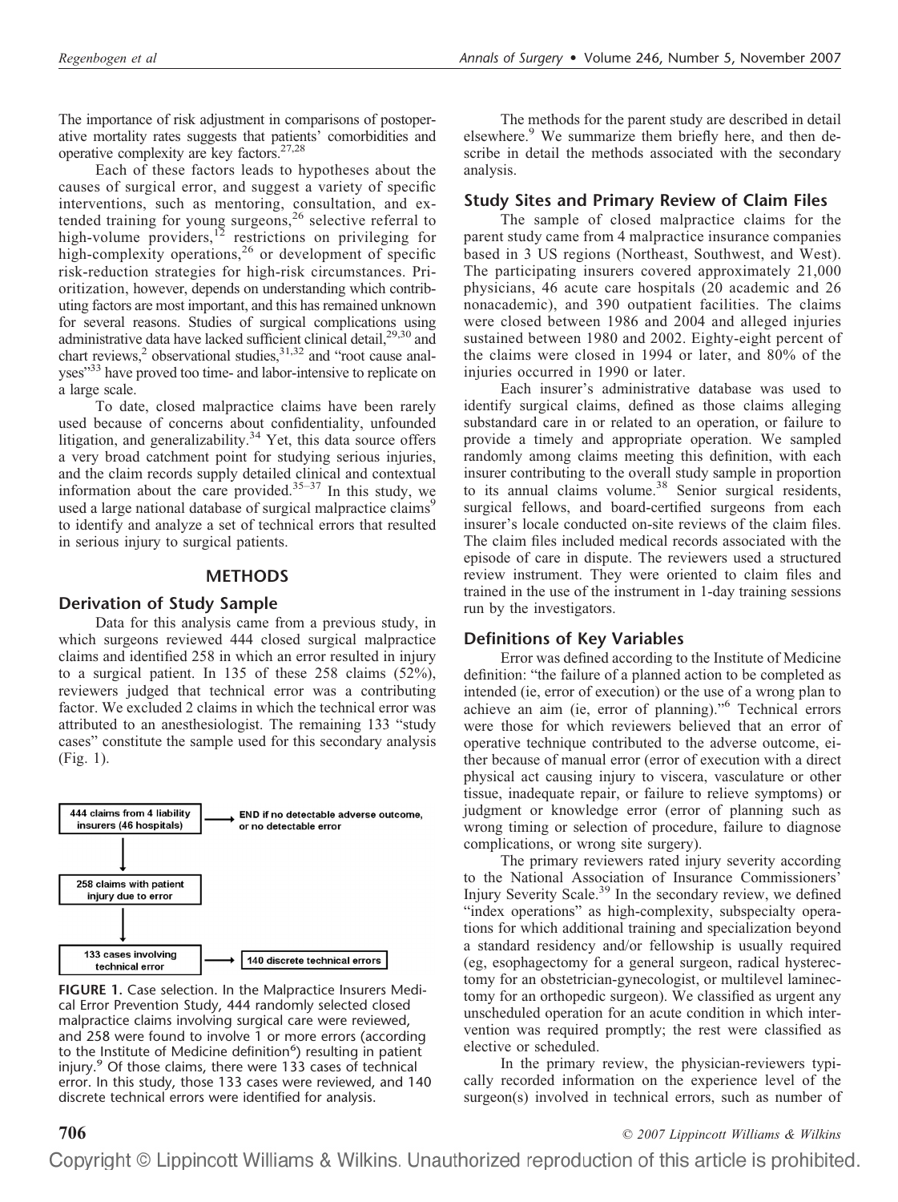The importance of risk adjustment in comparisons of postoperative mortality rates suggests that patients' comorbidities and operative complexity are key factors.[27,28]

Each of these factors leads to hypotheses about the causes of surgical error, and suggest a variety of specific interventions, such as mentoring, consultation, and extended training for young surgeons,[26] selective referral to high-volume providers,[12] restrictions on privileging for high-complexity operations,[26] or development of specific risk-reduction strategies for high-risk circumstances. Prioritization, however, depends on understanding which contributing factors are most important, and this has remained unknown for several reasons. Studies of surgical complications using administrative data have lacked sufficient clinical detail,[29,30] and chart reviews,[2] observational studies,[31,32] and "root cause analyses"[33] have proved too time- and labor-intensive to replicate on a large scale.

To date, closed malpractice claims have been rarely used because of concerns about confidentiality, unfounded litigation, and generalizability.[34] Yet, this data source offers a very broad catchment point for studying serious injuries, and the claim records supply detailed clinical and contextual information about the care provided.[35–37] In this study, we used a large national database of surgical malpractice claims[9] to identify and analyze a set of technical errors that resulted in serious injury to surgical patients.

## METHODS

### Derivation of Study Sample

Data for this analysis came from a previous study, in which surgeons reviewed 444 closed surgical malpractice claims and identified 258 in which an error resulted in injury to a surgical patient. In 135 of these 258 claims (52%), reviewers judged that technical error was a contributing factor. We excluded 2 claims in which the technical error was attributed to an anesthesiologist. The remaining 133 "study cases" constitute the sample used for this secondary analysis (Fig. 1).

444 claims from 4 liability insurers (46 hospitals)

END if no detectable adverse outcome, or no detectable error

258 claims with patient injury due to error

133 cases involving technical error

140 discrete technical errors

**FIGURE 1.** Case selection. In the Malpractice Insurers Medical Error Prevention Study, 444 randomly selected closed malpractice claims involving surgical care were reviewed, and 258 were found to involve 1 or more errors (according to the Institute of Medicine definition[6]) resulting in patient injury.[9] Of those claims, there were 133 cases of technical error. In this study, those 133 cases were reviewed, and 140 discrete technical errors were identified for analysis.

The methods for the parent study are described in detail elsewhere.[9] We summarize them briefly here, and then describe in detail the methods associated with the secondary analysis.

### Study Sites and Primary Review of Claim Files

The sample of closed malpractice claims for the parent study came from 4 malpractice insurance companies based in 3 US regions (Northeast, Southwest, and West). The participating insurers covered approximately 21,000 physicians, 46 acute care hospitals (20 academic and 26 nonacademic), and 390 outpatient facilities. The claims were closed between 1986 and 2004 and alleged injuries sustained between 1980 and 2002. Eighty-eight percent of the claims were closed in 1994 or later, and 80% of the injuries occurred in 1990 or later.

Each insurer's administrative database was used to identify surgical claims, defined as those claims alleging substandard care in or related to an operation, or failure to provide a timely and appropriate operation. We sampled randomly among claims meeting this definition, with each insurer contributing to the overall study sample in proportion to its annual claims volume.[38] Senior surgical residents, surgical fellows, and board-certified surgeons from each insurer's locale conducted on-site reviews of the claim files. The claim files included medical records associated with the episode of care in dispute. The reviewers used a structured review instrument. They were oriented to claim files and trained in the use of the instrument in 1-day training sessions run by the investigators.

### Definitions of Key Variables

Error was defined according to the Institute of Medicine definition: "the failure of a planned action to be completed as intended (ie, error of execution) or the use of a wrong plan to achieve an aim (ie, error of planning)."[6] Technical errors were those for which reviewers believed that an error of operative technique contributed to the adverse outcome, either because of manual error (error of execution with a direct physical act causing injury to viscera, vasculature or other tissue, inadequate repair, or failure to relieve symptoms) or judgment or knowledge error (error of planning such as wrong timing or selection of procedure, failure to diagnose complications, or wrong site surgery).

The primary reviewers rated injury severity according to the National Association of Insurance Commissioners' Injury Severity Scale.[39] In the secondary review, we defined "index operations" as high-complexity, subspecialty operations for which additional training and specialization beyond a standard residency and/or fellowship is usually required (eg, esophagectomy for a general surgeon, radical hysterectomy for an obstetrician-gynecologist, or multilevel laminectomy for an orthopedic surgeon). We classified as urgent any unscheduled operation for an acute condition in which intervention was required promptly; the rest were classified as elective or scheduled.

In the primary review, the physician-reviewers typically recorded information on the experience level of the surgeon(s) involved in technical errors, such as number of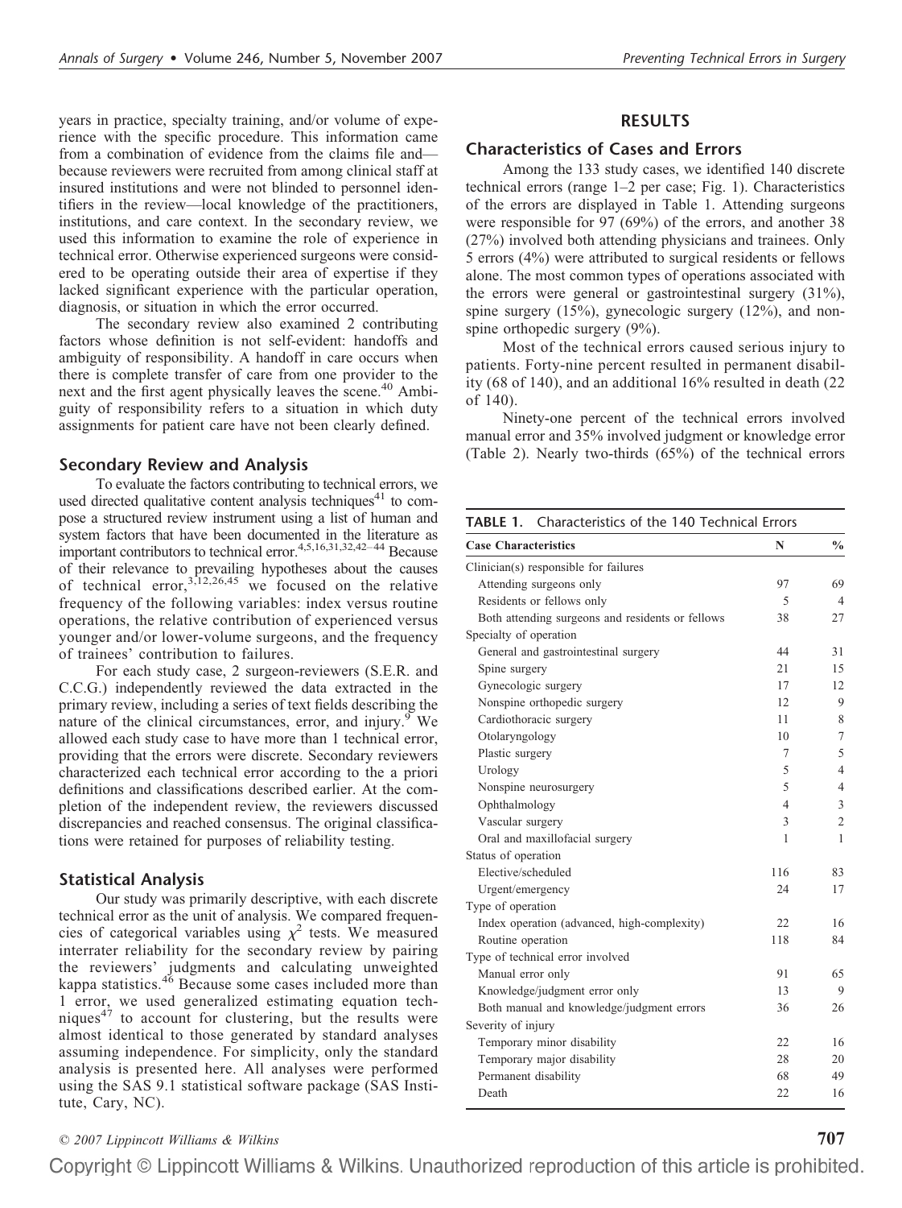years in practice, specialty training, and/or volume of experience with the specific procedure. This information came from a combination of evidence from the claims file and—because reviewers were recruited from among clinical staff at insured institutions and were not blinded to personnel identifiers in the review—local knowledge of the practitioners, institutions, and care context. In the secondary review, we used this information to examine the role of experience in technical error. Otherwise experienced surgeons were considered to be operating outside their area of expertise if they lacked significant experience with the particular operation, diagnosis, or situation in which the error occurred.

The secondary review also examined 2 contributing factors whose definition is not self-evident: handoffs and ambiguity of responsibility. A handoff in care occurs when there is complete transfer of care from one provider to the next and the first agent physically leaves the scene.[40] Ambiguity of responsibility refers to a situation in which duty assignments for patient care have not been clearly defined.

## Secondary Review and Analysis

To evaluate the factors contributing to technical errors, we used directed qualitative content analysis techniques[41] to compose a structured review instrument using a list of human and system factors that have been documented in the literature as important contributors to technical error.[4,5,16,31,32,42–44] Because of their relevance to prevailing hypotheses about the causes of technical error,[3,12,26,45] we focused on the relative frequency of the following variables: index versus routine operations, the relative contribution of experienced versus younger and/or lower-volume surgeons, and the frequency of trainees' contribution to failures.

For each study case, 2 surgeon-reviewers (S.E.R. and C.C.G.) independently reviewed the data extracted in the primary review, including a series of text fields describing the nature of the clinical circumstances, error, and injury.[9] We allowed each study case to have more than 1 technical error, providing that the errors were discrete. Secondary reviewers characterized each technical error according to the a priori definitions and classifications described earlier. At the completion of the independent review, the reviewers discussed discrepancies and reached consensus. The original classifications were retained for purposes of reliability testing.

## Statistical Analysis

Our study was primarily descriptive, with each discrete technical error as the unit of analysis. We compared frequencies of categorical variables using $\chi^2$ tests. We measured interrater reliability for the secondary review by pairing the reviewers' judgments and calculating unweighted kappa statistics.[46] Because some cases included more than 1 error, we used generalized estimating equation techniques[47] to account for clustering, but the results were almost identical to those generated by standard analyses assuming independence. For simplicity, only the standard analysis is presented here. All analyses were performed using the SAS 9.1 statistical software package (SAS Institute, Cary, NC).

# RESULTS

## Characteristics of Cases and Errors

Among the 133 study cases, we identified 140 discrete technical errors (range 1–2 per case; Fig. 1). Characteristics of the errors are displayed in Table 1. Attending surgeons were responsible for 97 (69%) of the errors, and another 38 (27%) involved both attending physicians and trainees. Only 5 errors (4%) were attributed to surgical residents or fellows alone. The most common types of operations associated with the errors were general or gastrointestinal surgery (31%), spine surgery (15%), gynecologic surgery (12%), and nonspine orthopedic surgery (9%).

Most of the technical errors caused serious injury to patients. Forty-nine percent resulted in permanent disability (68 of 140), and an additional 16% resulted in death (22 of 140).

Ninety-one percent of the technical errors involved manual error and 35% involved judgment or knowledge error (Table 2). Nearly two-thirds (65%) of the technical errors

**TABLE 1.** Characteristics of the 140 Technical Errors

| Case Characteristics | N | % |
|---|---|---|
| Clinician(s) responsible for failures | | |
| Attending surgeons only | 97 | 69 |
| Residents or fellows only | 5 | 4 |
| Both attending surgeons and residents or fellows | 38 | 27 |
| Specialty of operation | | |
| General and gastrointestinal surgery | 44 | 31 |
| Spine surgery | 21 | 15 |
| Gynecologic surgery | 17 | 12 |
| Nonspine orthopedic surgery | 12 | 9 |
| Cardiothoracic surgery | 11 | 8 |
| Otolaryngology | 10 | 7 |
| Plastic surgery | 7 | 5 |
| Urology | 5 | 4 |
| Nonspine neurosurgery | 5 | 4 |
| Ophthalmology | 4 | 3 |
| Vascular surgery | 3 | 2 |
| Oral and maxillofacial surgery | 1 | 1 |
| Status of operation | | |
| Elective/scheduled | 116 | 83 |
| Urgent/emergency | 24 | 17 |
| Type of operation | | |
| Index operation (advanced, high-complexity) | 22 | 16 |
| Routine operation | 118 | 84 |
| Type of technical error involved | | |
| Manual error only | 91 | 65 |
| Knowledge/judgment error only | 13 | 9 |
| Both manual and knowledge/judgment errors | 36 | 26 |
| Severity of injury | | |
| Temporary minor disability | 22 | 16 |
| Temporary major disability | 28 | 20 |
| Permanent disability | 68 | 49 |
| Death | 22 | 16 |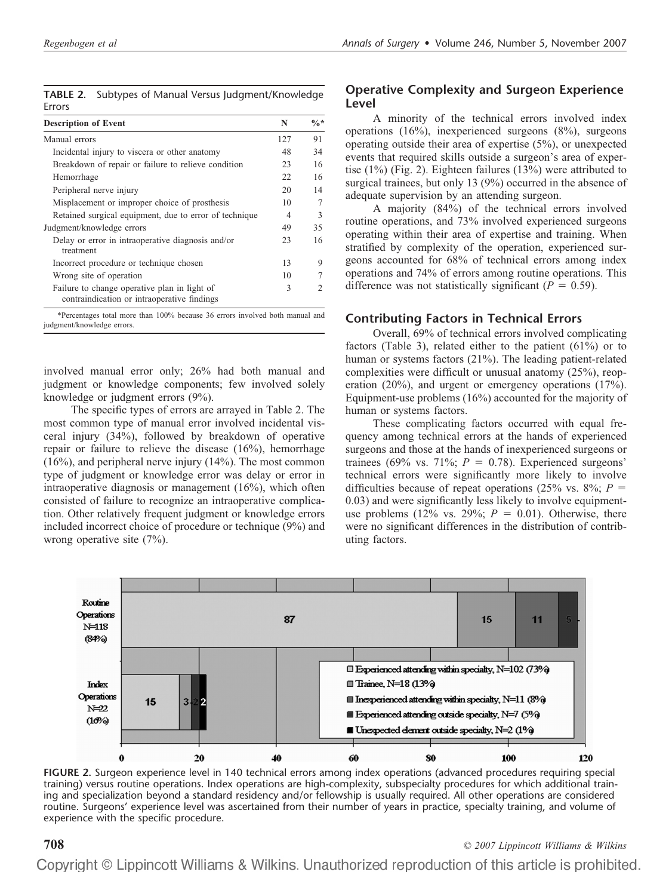**TABLE 2.** Subtypes of Manual Versus Judgment/Knowledge Errors

| Description of Event | N | %* |
|---|---|---|
| Manual errors | 127 | 91 |
| Incidental injury to viscera or other anatomy | 48 | 34 |
| Breakdown of repair or failure to relieve condition | 23 | 16 |
| Hemorrhage | 22 | 16 |
| Peripheral nerve injury | 20 | 14 |
| Misplacement or improper choice of prosthesis | 10 | 7 |
| Retained surgical equipment, due to error of technique | 4 | 3 |
| Judgment/knowledge errors | 49 | 35 |
| Delay or error in intraoperative diagnosis and/or treatment | 23 | 16 |
| Incorrect procedure or technique chosen | 13 | 9 |
| Wrong site of operation | 10 | 7 |
| Failure to change operative plan in light of contraindication or intraoperative findings | 3 | 2 |

*Percentages total more than 100% because 36 errors involved both manual and judgment/knowledge errors.

involved manual error only; 26% had both manual and judgment or knowledge components; few involved solely knowledge or judgment errors (9%).

The specific types of errors are arrayed in Table 2. The most common type of manual error involved incidental visceral injury (34%), followed by breakdown of operative repair or failure to relieve the disease (16%), hemorrhage (16%), and peripheral nerve injury (14%). The most common type of judgment or knowledge error was delay or error in intraoperative diagnosis or management (16%), which often consisted of failure to recognize an intraoperative complication. Other relatively frequent judgment or knowledge errors included incorrect choice of procedure or technique (9%) and wrong operative site (7%).

## Operative Complexity and Surgeon Experience Level

A minority of the technical errors involved index operations (16%), inexperienced surgeons (8%), surgeons operating outside their area of expertise (5%), or unexpected events that required skills outside a surgeon's area of expertise (1%) (Fig. 2). Eighteen failures (13%) were attributed to surgical trainees, but only 13 (9%) occurred in the absence of adequate supervision by an attending surgeon.

A majority (84%) of the technical errors involved routine operations, and 73% involved experienced surgeons operating within their area of expertise and training. When stratified by complexity of the operation, experienced surgeons accounted for 68% of technical errors among index operations and 74% of errors among routine operations. This difference was not statistically significant ($P = 0.59$).

## Contributing Factors in Technical Errors

Overall, 69% of technical errors involved complicating factors (Table 3), related either to the patient (61%) or to human or systems factors (21%). The leading patient-related complexities were difficult or unusual anatomy (25%), reoperation (20%), and urgent or emergency operations (17%). Equipment-use problems (16%) accounted for the majority of human or systems factors.

These complicating factors occurred with equal frequency among technical errors at the hands of experienced surgeons and those at the hands of inexperienced surgeons or trainees (69% vs. 71%; $P = 0.78$). Experienced surgeons' technical errors were significantly more likely to involve difficulties because of repeat operations (25% vs. 8%; $P = 0.03$) and were significantly less likely to involve equipment-use problems (12% vs. 29%; $P = 0.01$). Otherwise, there were no significant differences in the distribution of contributing factors.

**FIGURE 2.** Surgeon experience level in 140 technical errors among index operations (advanced procedures requiring special training) versus routine operations. Index operations are high-complexity, subspecialty procedures for which additional training and specialization beyond a standard residency and/or fellowship is usually required. All other operations are considered routine. Surgeons' experience level was ascertained from their number of years in practice, specialty training, and volume of experience with the specific procedure.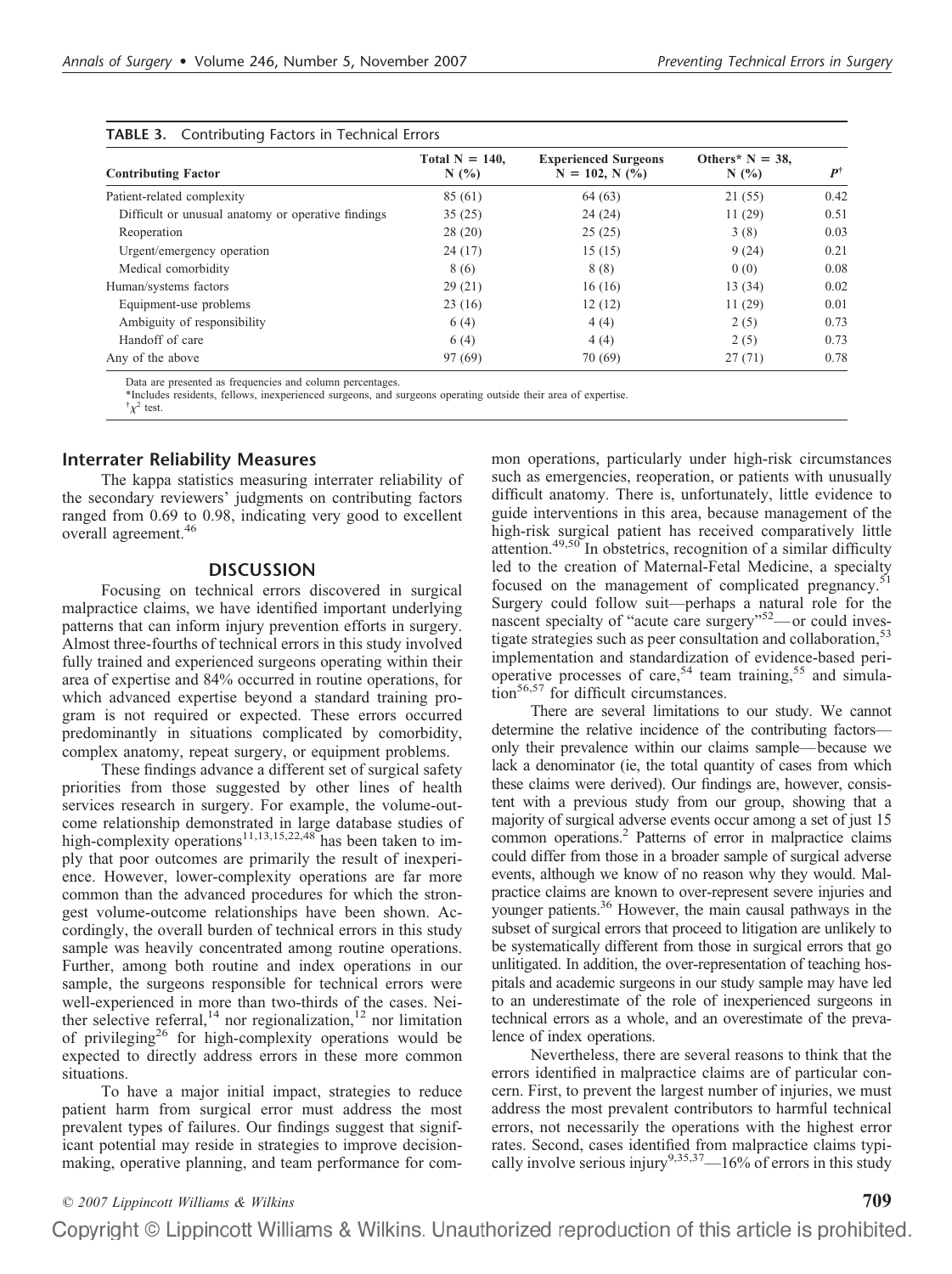**TABLE 3.** Contributing Factors in Technical Errors

| Contributing Factor | Total N = 140, N (%) | Experienced Surgeons N = 102, N (%) | Others* N = 38, N (%) | $P^{\dagger}$ |
|---|---|---|---|---|
| Patient-related complexity | 85 (61) | 64 (63) | 21 (55) | 0.42 |
| Difficult or unusual anatomy or operative findings | 35 (25) | 24 (24) | 11 (29) | 0.51 |
| Reoperation | 28 (20) | 25 (25) | 3 (8) | 0.03 |
| Urgent/emergency operation | 24 (17) | 15 (15) | 9 (24) | 0.21 |
| Medical comorbidity | 8 (6) | 8 (8) | 0 (0) | 0.08 |
| Human/systems factors | 29 (21) | 16 (16) | 13 (34) | 0.02 |
| Equipment-use problems | 23 (16) | 12 (12) | 11 (29) | 0.01 |
| Ambiguity of responsibility | 6 (4) | 4 (4) | 2 (5) | 0.73 |
| Handoff of care | 6 (4) | 4 (4) | 2 (5) | 0.73 |
| Any of the above | 97 (69) | 70 (69) | 27 (71) | 0.78 |

Data are presented as frequencies and column percentages.

*Includes residents, fellows, inexperienced surgeons, and surgeons operating outside their area of expertise.

$^{\dagger}\chi^2$ test.

### Interrater Reliability Measures

The kappa statistics measuring interrater reliability of the secondary reviewers' judgments on contributing factors ranged from 0.69 to 0.98, indicating very good to excellent overall agreement.[46]

## DISCUSSION

Focusing on technical errors discovered in surgical malpractice claims, we have identified important underlying patterns that can inform injury prevention efforts in surgery. Almost three-fourths of technical errors in this study involved fully trained and experienced surgeons operating within their area of expertise and 84% occurred in routine operations, for which advanced expertise beyond a standard training program is not required or expected. These errors occurred predominantly in situations complicated by comorbidity, complex anatomy, repeat surgery, or equipment problems.

These findings advance a different set of surgical safety priorities from those suggested by other lines of health services research in surgery. For example, the volume-outcome relationship demonstrated in large database studies of high-complexity operations[11,13,15,22,48] has been taken to imply that poor outcomes are primarily the result of inexperience. However, lower-complexity operations are far more common than the advanced procedures for which the strongest volume-outcome relationships have been shown. Accordingly, the overall burden of technical errors in this study sample was heavily concentrated among routine operations. Further, among both routine and index operations in our sample, the surgeons responsible for technical errors were well-experienced in more than two-thirds of the cases. Neither selective referral,[14] nor regionalization,[12] nor limitation of privileging[26] for high-complexity operations would be expected to directly address errors in these more common situations.

To have a major initial impact, strategies to reduce patient harm from surgical error must address the most prevalent types of failures. Our findings suggest that significant potential may reside in strategies to improve decision-making, operative planning, and team performance for common operations, particularly under high-risk circumstances such as emergencies, reoperation, or patients with unusually difficult anatomy. There is, unfortunately, little evidence to guide interventions in this area, because management of the high-risk surgical patient has received comparatively little attention.[49,50] In obstetrics, recognition of a similar difficulty led to the creation of Maternal-Fetal Medicine, a specialty focused on the management of complicated pregnancy.[51] Surgery could follow suit—perhaps a natural role for the nascent specialty of "acute care surgery"[52]—or could investigate strategies such as peer consultation and collaboration,[53] implementation and standardization of evidence-based perioperative processes of care,[54] team training,[55] and simulation[56,57] for difficult circumstances.

There are several limitations to our study. We cannot determine the relative incidence of the contributing factors—only their prevalence within our claims sample—because we lack a denominator (ie, the total quantity of cases from which these claims were derived). Our findings are, however, consistent with a previous study from our group, showing that a majority of surgical adverse events occur among a set of just 15 common operations.[2] Patterns of error in malpractice claims could differ from those in a broader sample of surgical adverse events, although we know of no reason why they would. Malpractice claims are known to over-represent severe injuries and younger patients.[36] However, the main causal pathways in the subset of surgical errors that proceed to litigation are unlikely to be systematically different from those in surgical errors that go unlitigated. In addition, the over-representation of teaching hospitals and academic surgeons in our study sample may have led to an underestimate of the role of inexperienced surgeons in technical errors as a whole, and an overestimate of the prevalence of index operations.

Nevertheless, there are several reasons to think that the errors identified in malpractice claims are of particular concern. First, to prevent the largest number of injuries, we must address the most prevalent contributors to harmful technical errors, not necessarily the operations with the highest error rates. Second, cases identified from malpractice claims typically involve serious injury[9,35,37]—16% of errors in this study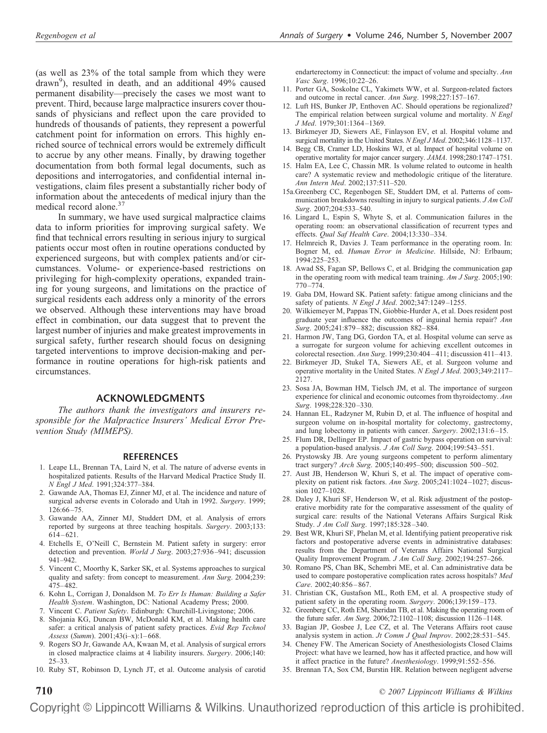(as well as 23% of the total sample from which they were drawn[9]), resulted in death, and an additional 49% caused permanent disability—precisely the cases we most want to prevent. Third, because large malpractice insurers cover thousands of physicians and reflect upon the care provided to hundreds of thousands of patients, they represent a powerful catchment point for information on errors. This highly enriched source of technical errors would be extremely difficult to accrue by any other means. Finally, by drawing together documentation from both formal legal documents, such as depositions and interrogatories, and confidential internal investigations, claim files present a substantially richer body of information about the antecedents of medical injury than the medical record alone.[37]

In summary, we have used surgical malpractice claims data to inform priorities for improving surgical safety. We find that technical errors resulting in serious injury to surgical patients occur most often in routine operations conducted by experienced surgeons, but with complex patients and/or circumstances. Volume- or experience-based restrictions on privileging for high-complexity operations, expanded training for young surgeons, and limitations on the practice of surgical residents each address only a minority of the errors we observed. Although these interventions may have broad effect in combination, our data suggest that to prevent the largest number of injuries and make greatest improvements in surgical safety, further research should focus on designing targeted interventions to improve decision-making and performance in routine operations for high-risk patients and circumstances.

## ACKNOWLEDGMENTS

*The authors thank the investigators and insurers responsible for the Malpractice Insurers' Medical Error Prevention Study (MIMEPS).*

## REFERENCES

1. Leape LL, Brennan TA, Laird N, et al. The nature of adverse events in hospitalized patients. Results of the Harvard Medical Practice Study II. *N Engl J Med*. 1991;324:377–384.
2. Gawande AA, Thomas EJ, Zinner MJ, et al. The incidence and nature of surgical adverse events in Colorado and Utah in 1992. *Surgery*. 1999;126:66–75.
3. Gawande AA, Zinner MJ, Studdert DM, et al. Analysis of errors reported by surgeons at three teaching hospitals. *Surgery*. 2003;133:614–621.
4. Etchells E, O'Neill C, Bernstein M. Patient safety in surgery: error detection and prevention. *World J Surg*. 2003;27:936–941; discussion 941–942.
5. Vincent C, Moorthy K, Sarker SK, et al. Systems approaches to surgical quality and safety: from concept to measurement. *Ann Surg*. 2004;239:475–482.
6. Kohn L, Corrigan J, Donaldson M. *To Err Is Human: Building a Safer Health System*. Washington, DC: National Academy Press; 2000.
7. Vincent C. *Patient Safety*. Edinburgh: Churchill-Livingstone; 2006.
8. Shojania KG, Duncan BW, McDonald KM, et al. Making health care safer: a critical analysis of patient safety practices. *Evid Rep Technol Assess* (*Summ*). 2001;43(i–x):1–668.
9. Rogers SO Jr, Gawande AA, Kwaan M, et al. Analysis of surgical errors in closed malpractice claims at 4 liability insurers. *Surgery*. 2006;140:25–33.
10. Ruby ST, Robinson D, Lynch JT, et al. Outcome analysis of carotid endarterectomy in Connecticut: the impact of volume and specialty. *Ann Vasc Surg*. 1996;10:22–26.
11. Porter GA, Soskolne CL, Yakimets WW, et al. Surgeon-related factors and outcome in rectal cancer. *Ann Surg*. 1998;227:157–167.
12. Luft HS, Bunker JP, Enthoven AC. Should operations be regionalized? The empirical relation between surgical volume and mortality. *N Engl J Med*. 1979;301:1364–1369.
13. Birkmeyer JD, Siewers AE, Finlayson EV, et al. Hospital volume and surgical mortality in the United States. *N Engl J Med*. 2002;346:1128–1137.
14. Begg CB, Cramer LD, Hoskins WJ, et al. Impact of hospital volume on operative mortality for major cancer surgery. *JAMA*. 1998;280:1747–1751.
15. Halm EA, Lee C, Chassin MR. Is volume related to outcome in health care? A systematic review and methodologic critique of the literature. *Ann Intern Med*. 2002;137:511–520.

15a. Greenberg CC, Regenbogen SE, Studdert DM, et al. Patterns of communication breakdowns resulting in injury to surgical patients. *J Am Coll Surg*. 2007;204:533–540.

16. Lingard L, Espin S, Whyte S, et al. Communication failures in the operating room: an observational classification of recurrent types and effects. *Qual Saf Health Care*. 2004;13:330–334.
17. Helmreich R, Davies J. Team performance in the operating room. In: Bogner M, ed. *Human Error in Medicine*. Hillside, NJ: Erlbaum; 1994:225–253.
18. Awad SS, Fagan SP, Bellows C, et al. Bridging the communication gap in the operating room with medical team training. *Am J Surg*. 2005;190:770–774.
19. Gaba DM, Howard SK. Patient safety: fatigue among clinicians and the safety of patients. *N Engl J Med*. 2002;347:1249–1255.
20. Wilkiemeyer M, Pappas TN, Giobbie-Hurder A, et al. Does resident post graduate year influence the outcomes of inguinal hernia repair? *Ann Surg*. 2005;241:879–882; discussion 882–884.
21. Harmon JW, Tang DG, Gordon TA, et al. Hospital volume can serve as a surrogate for surgeon volume for achieving excellent outcomes in colorectal resection. *Ann Surg*. 1999;230:404–411; discussion 411–413.
22. Birkmeyer JD, Stukel TA, Siewers AE, et al. Surgeon volume and operative mortality in the United States. *N Engl J Med*. 2003;349:2117–2127.
23. Sosa JA, Bowman HM, Tielsch JM, et al. The importance of surgeon experience for clinical and economic outcomes from thyroidectomy. *Ann Surg*. 1998;228:320–330.
24. Hannan EL, Radzyner M, Rubin D, et al. The influence of hospital and surgeon volume on in-hospital mortality for colectomy, gastrectomy, and lung lobectomy in patients with cancer. *Surgery*. 2002;131:6–15.
25. Flum DR, Dellinger EP. Impact of gastric bypass operation on survival: a population-based analysis. *J Am Coll Surg*. 2004;199:543–551.
26. Prystowsky JB. Are young surgeons competent to perform alimentary tract surgery? *Arch Surg*. 2005;140:495–500; discussion 500–502.
27. Aust JB, Henderson W, Khuri S, et al. The impact of operative complexity on patient risk factors. *Ann Surg*. 2005;241:1024–1027; discussion 1027–1028.
28. Daley J, Khuri SF, Henderson W, et al. Risk adjustment of the postoperative morbidity rate for the comparative assessment of the quality of surgical care: results of the National Veterans Affairs Surgical Risk Study. *J Am Coll Surg*. 1997;185:328–340.
29. Best WR, Khuri SF, Phelan M, et al. Identifying patient preoperative risk factors and postoperative adverse events in administrative databases: results from the Department of Veterans Affairs National Surgical Quality Improvement Program. *J Am Coll Surg*. 2002;194:257–266.
30. Romano PS, Chan BK, Schembri ME, et al. Can administrative data be used to compare postoperative complication rates across hospitals? *Med Care*. 2002;40:856–867.
31. Christian CK, Gustafson ML, Roth EM, et al. A prospective study of patient safety in the operating room. *Surgery*. 2006;139:159–173.
32. Greenberg CC, Roth EM, Sheridan TB, et al. Making the operating room of the future safer. *Am Surg*. 2006;72:1102–1108; discussion 1126–1148.
33. Bagian JP, Gosbee J, Lee CZ, et al. The Veterans Affairs root cause analysis system in action. *Jt Comm J Qual Improv*. 2002;28:531–545.
34. Cheney FW. The American Society of Anesthesiologists Closed Claims Project: what have we learned, how has it affected practice, and how will it affect practice in the future? *Anesthesiology*. 1999;91:552–556.
35. Brennan TA, Sox CM, Burstin HR. Relation between negligent adverse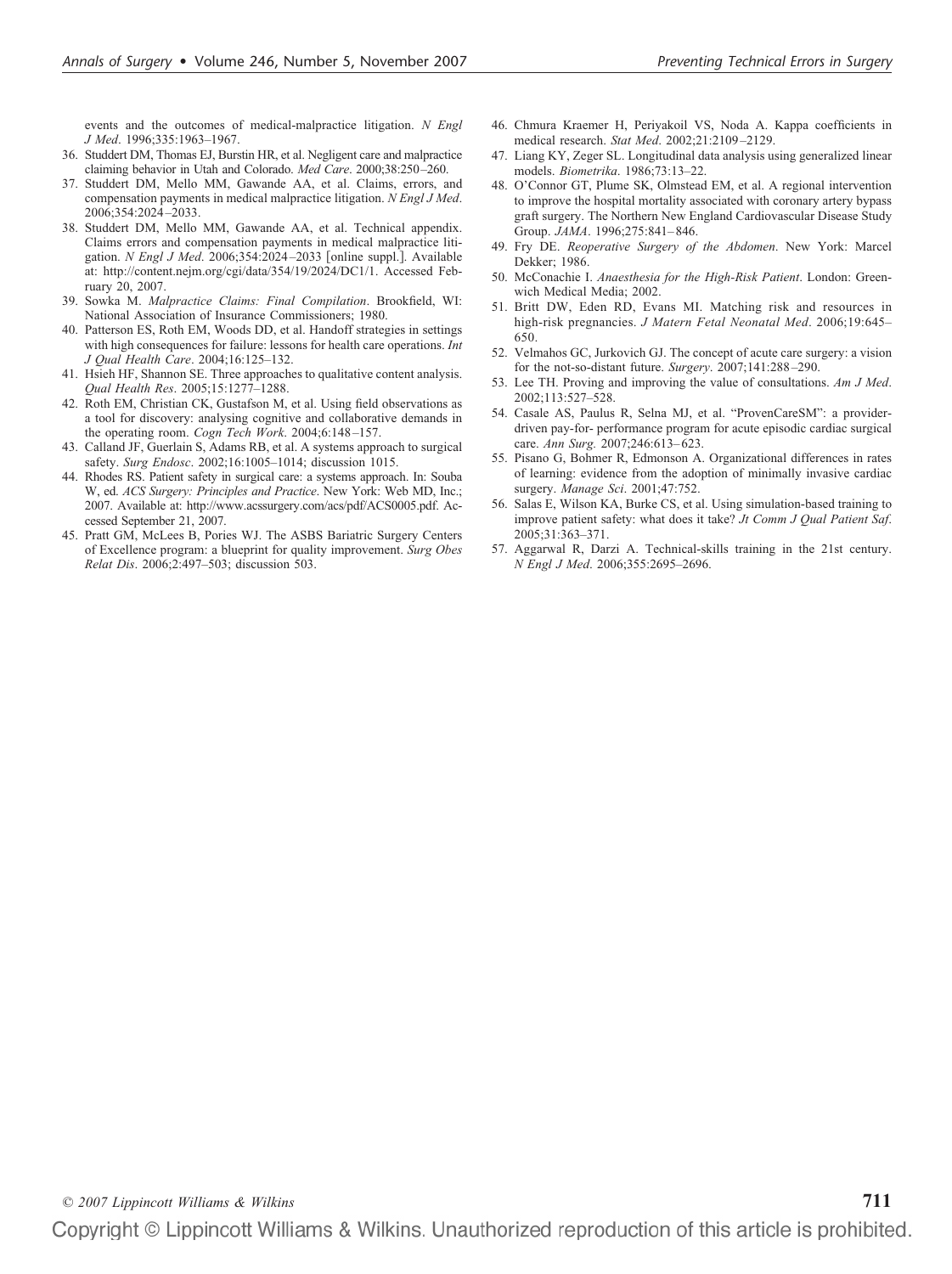events and the outcomes of medical-malpractice litigation. *N Engl J Med*. 1996;335:1963–1967.

36. Studdert DM, Thomas EJ, Burstin HR, et al. Negligent care and malpractice claiming behavior in Utah and Colorado. *Med Care*. 2000;38:250–260.
37. Studdert DM, Mello MM, Gawande AA, et al. Claims, errors, and compensation payments in medical malpractice litigation. *N Engl J Med*. 2006;354:2024–2033.
38. Studdert DM, Mello MM, Gawande AA, et al. Technical appendix. Claims errors and compensation payments in medical malpractice litigation. *N Engl J Med*. 2006;354:2024–2033 [online suppl.]. Available at: http://content.nejm.org/cgi/data/354/19/2024/DC1/1. Accessed February 20, 2007.
39. Sowka M. *Malpractice Claims: Final Compilation*. Brookfield, WI: National Association of Insurance Commissioners; 1980.
40. Patterson ES, Roth EM, Woods DD, et al. Handoff strategies in settings with high consequences for failure: lessons for health care operations. *Int J Qual Health Care*. 2004;16:125–132.
41. Hsieh HF, Shannon SE. Three approaches to qualitative content analysis. *Qual Health Res*. 2005;15:1277–1288.
42. Roth EM, Christian CK, Gustafson M, et al. Using field observations as a tool for discovery: analysing cognitive and collaborative demands in the operating room. *Cogn Tech Work*. 2004;6:148–157.
43. Calland JF, Guerlain S, Adams RB, et al. A systems approach to surgical safety. *Surg Endosc*. 2002;16:1005–1014; discussion 1015.
44. Rhodes RS. Patient safety in surgical care: a systems approach. In: Souba W, ed. *ACS Surgery: Principles and Practice*. New York: Web MD, Inc.; 2007. Available at: http://www.acssurgery.com/acs/pdf/ACS0005.pdf. Accessed September 21, 2007.
45. Pratt GM, McLees B, Pories WJ. The ASBS Bariatric Surgery Centers of Excellence program: a blueprint for quality improvement. *Surg Obes Relat Dis*. 2006;2:497–503; discussion 503.
46. Chmura Kraemer H, Periyakoil VS, Noda A. Kappa coefficients in medical research. *Stat Med*. 2002;21:2109–2129.
47. Liang KY, Zeger SL. Longitudinal data analysis using generalized linear models. *Biometrika*. 1986;73:13–22.
48. O'Connor GT, Plume SK, Olmstead EM, et al. A regional intervention to improve the hospital mortality associated with coronary artery bypass graft surgery. The Northern New England Cardiovascular Disease Study Group. *JAMA*. 1996;275:841–846.
49. Fry DE. *Reoperative Surgery of the Abdomen*. New York: Marcel Dekker; 1986.
50. McConachie I. *Anaesthesia for the High-Risk Patient*. London: Greenwich Medical Media; 2002.
51. Britt DW, Eden RD, Evans MI. Matching risk and resources in high-risk pregnancies. *J Matern Fetal Neonatal Med*. 2006;19:645–650.
52. Velmahos GC, Jurkovich GJ. The concept of acute care surgery: a vision for the not-so-distant future. *Surgery*. 2007;141:288–290.
53. Lee TH. Proving and improving the value of consultations. *Am J Med*. 2002;113:527–528.
54. Casale AS, Paulus R, Selna MJ, et al. "ProvenCareSM": a provider-driven pay-for- performance program for acute episodic cardiac surgical care. *Ann Surg.* 2007;246:613–623.
55. Pisano G, Bohmer R, Edmonson A. Organizational differences in rates of learning: evidence from the adoption of minimally invasive cardiac surgery. *Manage Sci*. 2001;47:752.
56. Salas E, Wilson KA, Burke CS, et al. Using simulation-based training to improve patient safety: what does it take? *Jt Comm J Qual Patient Saf*. 2005;31:363–371.
57. Aggarwal R, Darzi A. Technical-skills training in the 21st century. *N Engl J Med*. 2006;355:2695–2696.